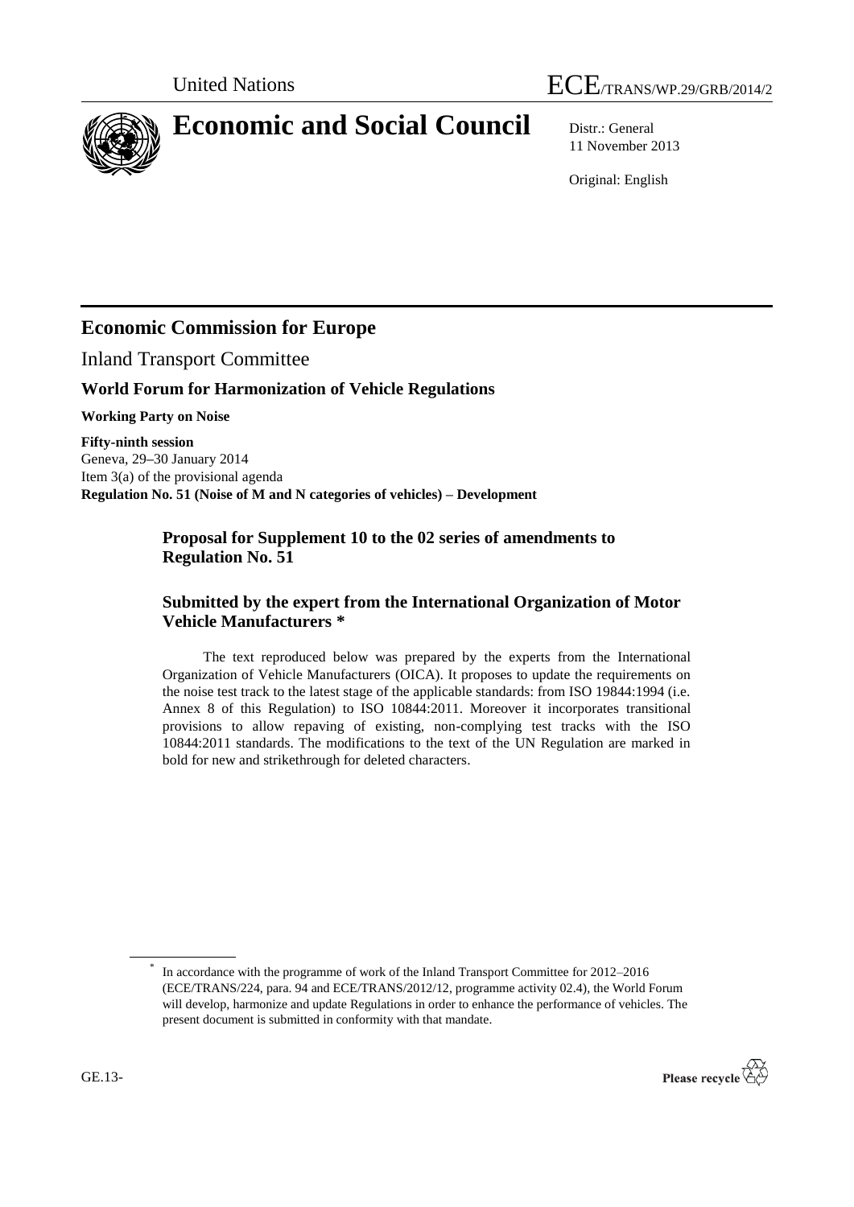United Nations ECE/TRANS/WP.29/GRB/2014/2

# Economic and Social Council

Distr.: General
11 November 2013

Original: English

## Economic Commission for Europe

Inland Transport Committee

### World Forum for Harmonization of Vehicle Regulations

**Working Party on Noise**

**Fifty-ninth session**
Geneva, 29–30 January 2014
Item 3(a) of the provisional agenda
**Regulation No. 51 (Noise of M and N categories of vehicles) – Development**

### Proposal for Supplement 10 to the 02 series of amendments to Regulation No. 51

### Submitted by the expert from the International Organization of Motor Vehicle Manufacturers *

The text reproduced below was prepared by the experts from the International Organization of Vehicle Manufacturers (OICA). It proposes to update the requirements on the noise test track to the latest stage of the applicable standards: from ISO 19844:1994 (i.e. Annex 8 of this Regulation) to ISO 10844:2011. Moreover it incorporates transitional provisions to allow repaving of existing, non-complying test tracks with the ISO 10844:2011 standards. The modifications to the text of the UN Regulation are marked in bold for new and strikethrough for deleted characters.

---

* In accordance with the programme of work of the Inland Transport Committee for 2012–2016 (ECE/TRANS/224, para. 94 and ECE/TRANS/2012/12, programme activity 02.4), the World Forum will develop, harmonize and update Regulations in order to enhance the performance of vehicles. The present document is submitted in conformity with that mandate.

GE.13-

Please recycle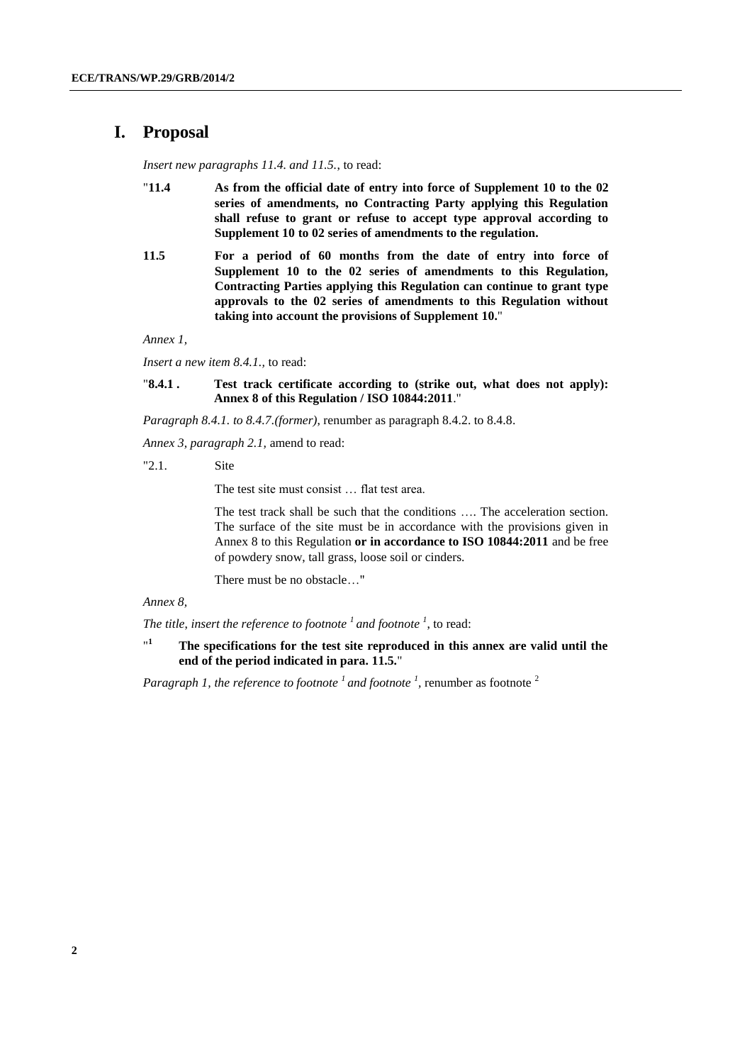# I. Proposal

*Insert new paragraphs 11.4. and 11.5.*, to read:

"**11.4 As from the official date of entry into force of Supplement 10 to the 02 series of amendments, no Contracting Party applying this Regulation shall refuse to grant or refuse to accept type approval according to Supplement 10 to 02 series of amendments to the regulation.**

**11.5 For a period of 60 months from the date of entry into force of Supplement 10 to the 02 series of amendments to this Regulation, Contracting Parties applying this Regulation can continue to grant type approvals to the 02 series of amendments to this Regulation without taking into account the provisions of Supplement 10.**"

*Annex 1,*

*Insert a new item 8.4.1.*, to read:

"**8.4.1 . Test track certificate according to (strike out, what does not apply): Annex 8 of this Regulation / ISO 10844:2011**."

*Paragraph 8.4.1. to 8.4.7.(former)*, renumber as paragraph 8.4.2. to 8.4.8.

*Annex 3, paragraph 2.1,* amend to read:

"2.1. Site

The test site must consist … flat test area.

The test track shall be such that the conditions …. The acceleration section. The surface of the site must be in accordance with the provisions given in Annex 8 to this Regulation **or in accordance to ISO 10844:2011** and be free of powdery snow, tall grass, loose soil or cinders.

There must be no obstacle…"

*Annex 8,*

*The title, insert the reference to footnote [1] and footnote [1]*, to read:

"[1] **The specifications for the test site reproduced in this annex are valid until the end of the period indicated in para. 11.5.**"

*Paragraph 1, the reference to footnote [1] and footnote [1]*, renumber as footnote [2]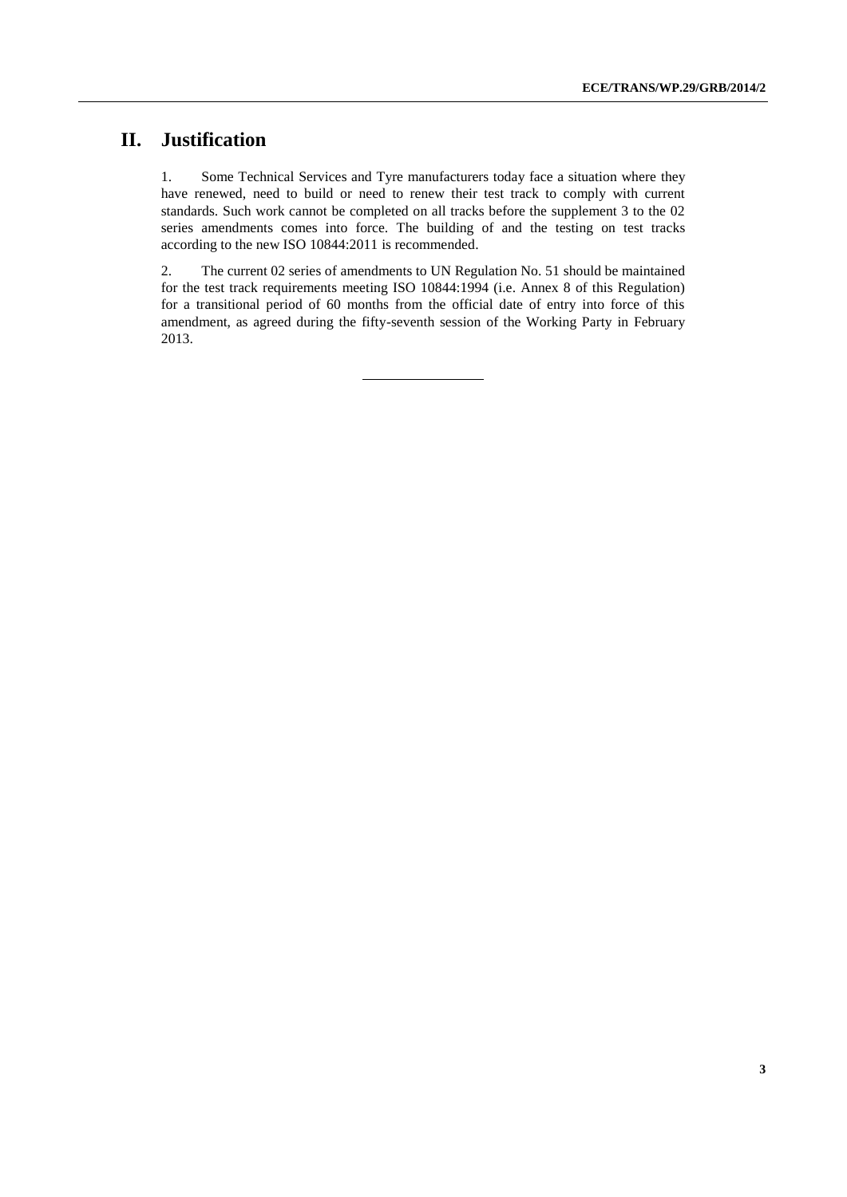# II. Justification

1. Some Technical Services and Tyre manufacturers today face a situation where they have renewed, need to build or need to renew their test track to comply with current standards. Such work cannot be completed on all tracks before the supplement 3 to the 02 series amendments comes into force. The building of and the testing on test tracks according to the new ISO 10844:2011 is recommended.

2. The current 02 series of amendments to UN Regulation No. 51 should be maintained for the test track requirements meeting ISO 10844:1994 (i.e. Annex 8 of this Regulation) for a transitional period of 60 months from the official date of entry into force of this amendment, as agreed during the fifty-seventh session of the Working Party in February 2013.